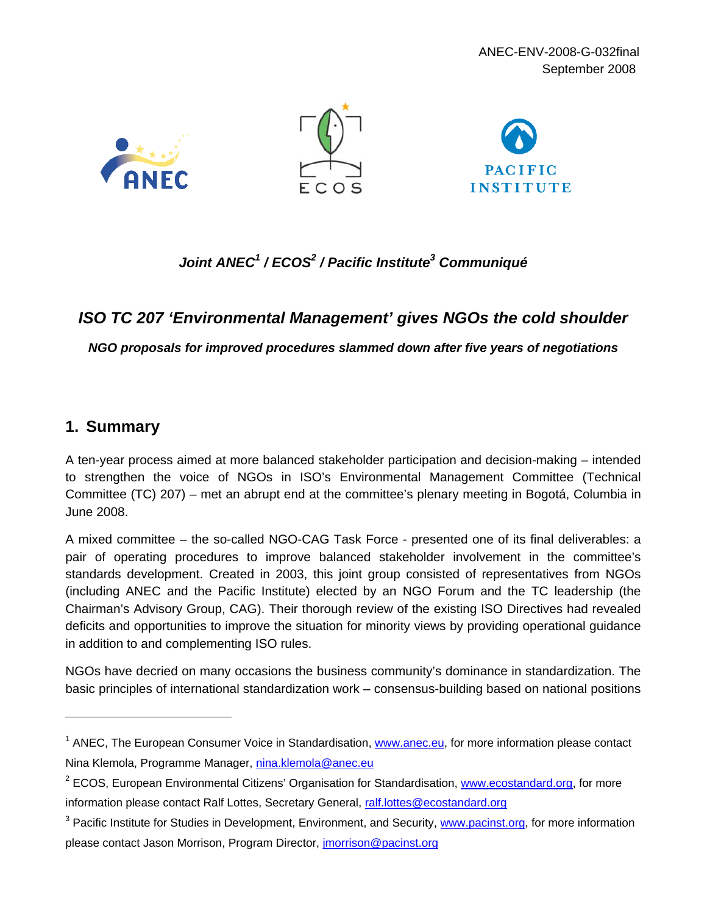ANEC-ENV-2008-G-032final
September 2008

ANEC ECOS PACIFIC INSTITUTE

***Joint ANEC[1] / ECOS[2] / Pacific Institute[3] Communiqué***

# *ISO TC 207 'Environmental Management' gives NGOs the cold shoulder*

***NGO proposals for improved procedures slammed down after five years of negotiations***

## 1. Summary

A ten-year process aimed at more balanced stakeholder participation and decision-making – intended to strengthen the voice of NGOs in ISO's Environmental Management Committee (Technical Committee (TC) 207) – met an abrupt end at the committee's plenary meeting in Bogotá, Columbia in June 2008.

A mixed committee – the so-called NGO-CAG Task Force - presented one of its final deliverables: a pair of operating procedures to improve balanced stakeholder involvement in the committee's standards development. Created in 2003, this joint group consisted of representatives from NGOs (including ANEC and the Pacific Institute) elected by an NGO Forum and the TC leadership (the Chairman's Advisory Group, CAG). Their thorough review of the existing ISO Directives had revealed deficits and opportunities to improve the situation for minority views by providing operational guidance in addition to and complementing ISO rules.

NGOs have decried on many occasions the business community's dominance in standardization. The basic principles of international standardization work – consensus-building based on national positions

---

[1] ANEC, The European Consumer Voice in Standardisation, www.anec.eu, for more information please contact Nina Klemola, Programme Manager, nina.klemola@anec.eu

[2] ECOS, European Environmental Citizens' Organisation for Standardisation, www.ecostandard.org, for more information please contact Ralf Lottes, Secretary General, ralf.lottes@ecostandard.org

[3] Pacific Institute for Studies in Development, Environment, and Security, www.pacinst.org, for more information please contact Jason Morrison, Program Director, jmorrison@pacinst.org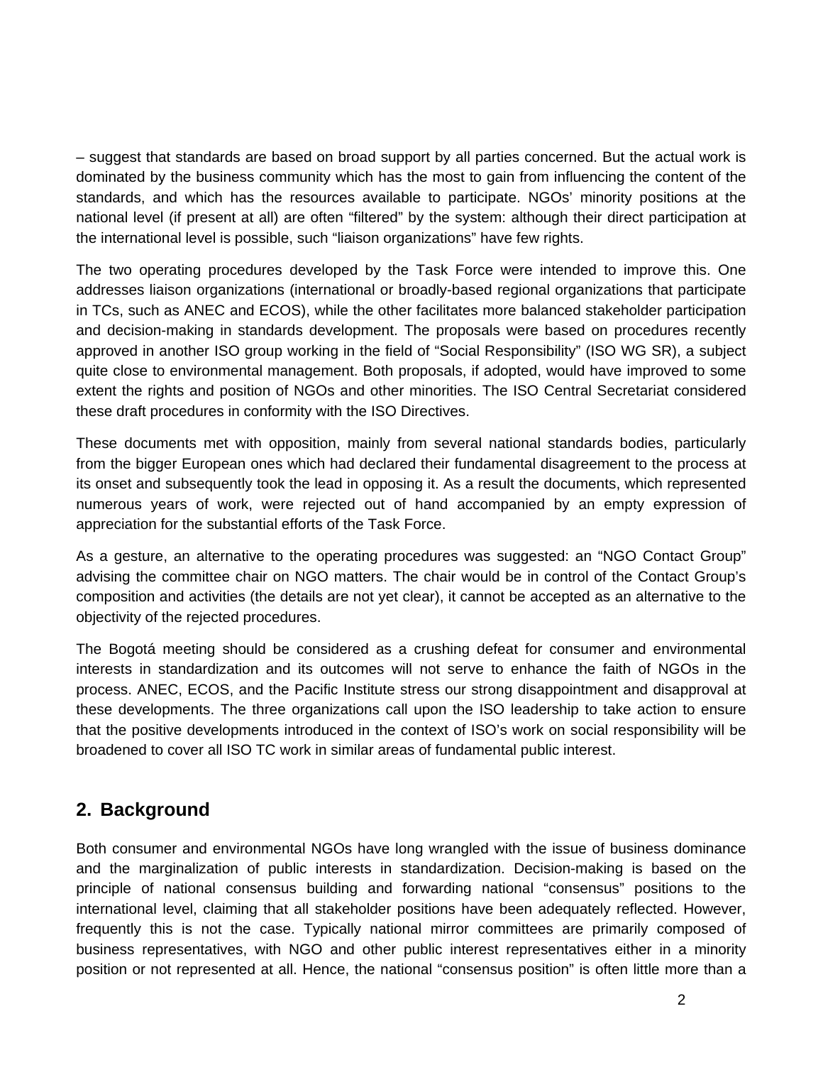– suggest that standards are based on broad support by all parties concerned. But the actual work is dominated by the business community which has the most to gain from influencing the content of the standards, and which has the resources available to participate. NGOs' minority positions at the national level (if present at all) are often "filtered" by the system: although their direct participation at the international level is possible, such "liaison organizations" have few rights.

The two operating procedures developed by the Task Force were intended to improve this. One addresses liaison organizations (international or broadly-based regional organizations that participate in TCs, such as ANEC and ECOS), while the other facilitates more balanced stakeholder participation and decision-making in standards development. The proposals were based on procedures recently approved in another ISO group working in the field of "Social Responsibility" (ISO WG SR), a subject quite close to environmental management. Both proposals, if adopted, would have improved to some extent the rights and position of NGOs and other minorities. The ISO Central Secretariat considered these draft procedures in conformity with the ISO Directives.

These documents met with opposition, mainly from several national standards bodies, particularly from the bigger European ones which had declared their fundamental disagreement to the process at its onset and subsequently took the lead in opposing it. As a result the documents, which represented numerous years of work, were rejected out of hand accompanied by an empty expression of appreciation for the substantial efforts of the Task Force.

As a gesture, an alternative to the operating procedures was suggested: an "NGO Contact Group" advising the committee chair on NGO matters. The chair would be in control of the Contact Group's composition and activities (the details are not yet clear), it cannot be accepted as an alternative to the objectivity of the rejected procedures.

The Bogotá meeting should be considered as a crushing defeat for consumer and environmental interests in standardization and its outcomes will not serve to enhance the faith of NGOs in the process. ANEC, ECOS, and the Pacific Institute stress our strong disappointment and disapproval at these developments. The three organizations call upon the ISO leadership to take action to ensure that the positive developments introduced in the context of ISO's work on social responsibility will be broadened to cover all ISO TC work in similar areas of fundamental public interest.

## 2. Background

Both consumer and environmental NGOs have long wrangled with the issue of business dominance and the marginalization of public interests in standardization. Decision-making is based on the principle of national consensus building and forwarding national "consensus" positions to the international level, claiming that all stakeholder positions have been adequately reflected. However, frequently this is not the case. Typically national mirror committees are primarily composed of business representatives, with NGO and other public interest representatives either in a minority position or not represented at all. Hence, the national "consensus position" is often little more than a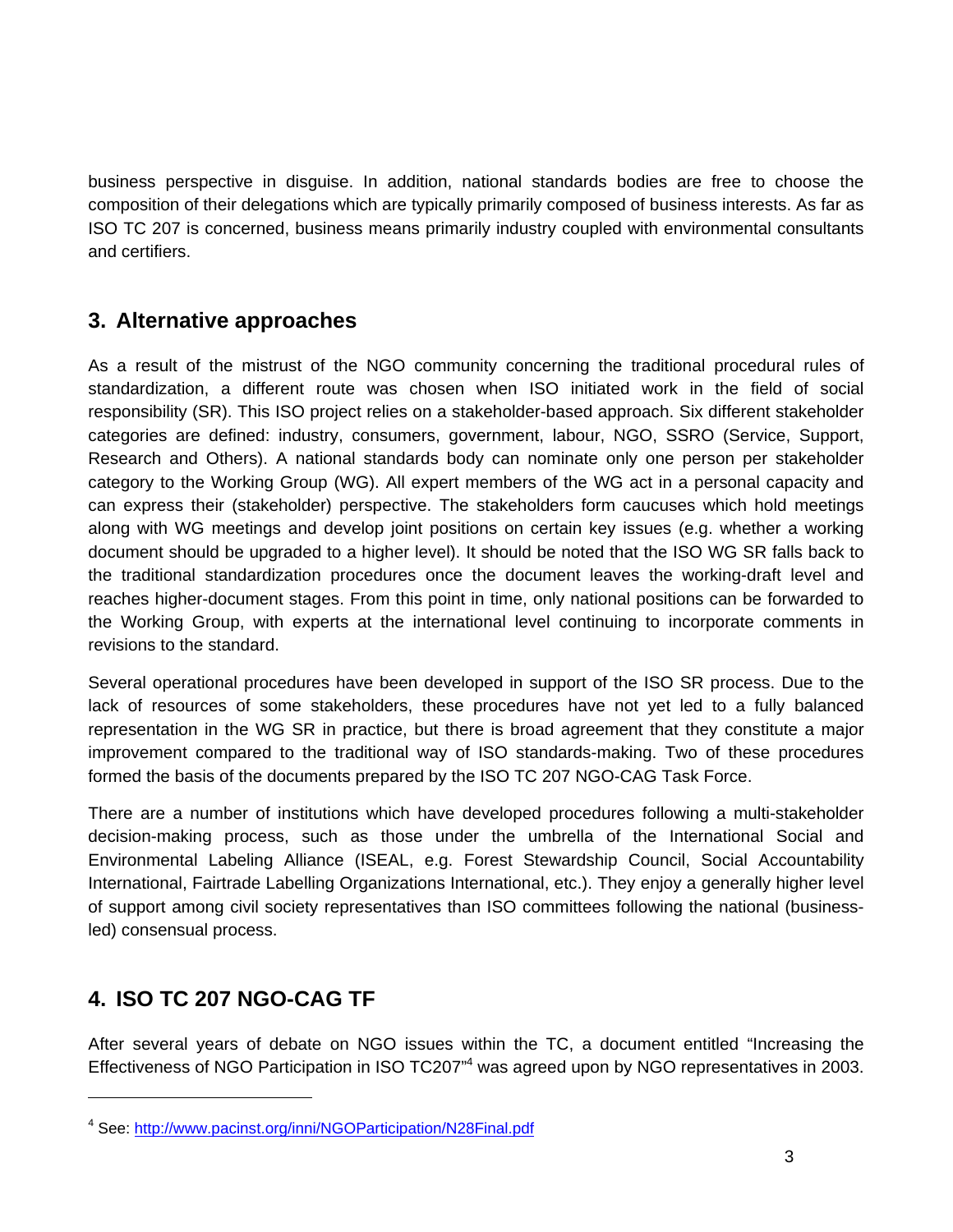business perspective in disguise. In addition, national standards bodies are free to choose the composition of their delegations which are typically primarily composed of business interests. As far as ISO TC 207 is concerned, business means primarily industry coupled with environmental consultants and certifiers.

## 3. Alternative approaches

As a result of the mistrust of the NGO community concerning the traditional procedural rules of standardization, a different route was chosen when ISO initiated work in the field of social responsibility (SR). This ISO project relies on a stakeholder-based approach. Six different stakeholder categories are defined: industry, consumers, government, labour, NGO, SSRO (Service, Support, Research and Others). A national standards body can nominate only one person per stakeholder category to the Working Group (WG). All expert members of the WG act in a personal capacity and can express their (stakeholder) perspective. The stakeholders form caucuses which hold meetings along with WG meetings and develop joint positions on certain key issues (e.g. whether a working document should be upgraded to a higher level). It should be noted that the ISO WG SR falls back to the traditional standardization procedures once the document leaves the working-draft level and reaches higher-document stages. From this point in time, only national positions can be forwarded to the Working Group, with experts at the international level continuing to incorporate comments in revisions to the standard.

Several operational procedures have been developed in support of the ISO SR process. Due to the lack of resources of some stakeholders, these procedures have not yet led to a fully balanced representation in the WG SR in practice, but there is broad agreement that they constitute a major improvement compared to the traditional way of ISO standards-making. Two of these procedures formed the basis of the documents prepared by the ISO TC 207 NGO-CAG Task Force.

There are a number of institutions which have developed procedures following a multi-stakeholder decision-making process, such as those under the umbrella of the International Social and Environmental Labeling Alliance (ISEAL, e.g. Forest Stewardship Council, Social Accountability International, Fairtrade Labelling Organizations International, etc.). They enjoy a generally higher level of support among civil society representatives than ISO committees following the national (business-led) consensual process.

## 4. ISO TC 207 NGO-CAG TF

After several years of debate on NGO issues within the TC, a document entitled "Increasing the Effectiveness of NGO Participation in ISO TC207"[4] was agreed upon by NGO representatives in 2003.

---

[4] See: http://www.pacinst.org/inni/NGOParticipation/N28Final.pdf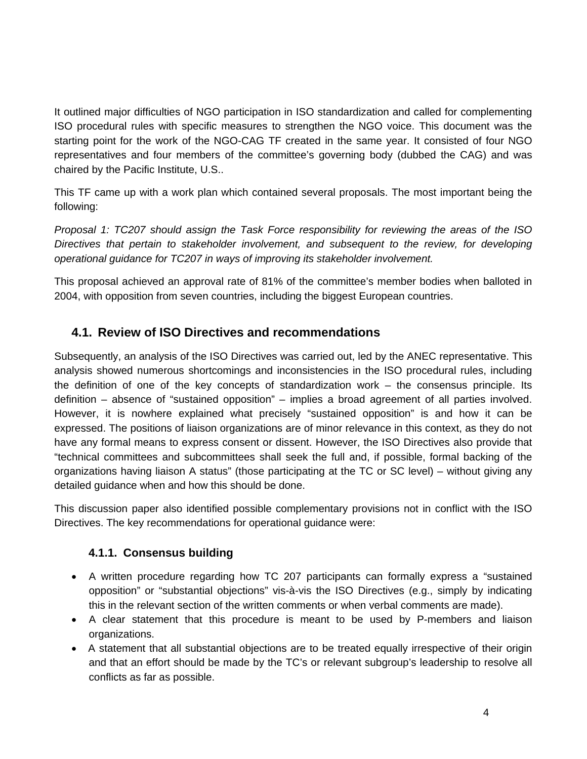It outlined major difficulties of NGO participation in ISO standardization and called for complementing ISO procedural rules with specific measures to strengthen the NGO voice. This document was the starting point for the work of the NGO-CAG TF created in the same year. It consisted of four NGO representatives and four members of the committee's governing body (dubbed the CAG) and was chaired by the Pacific Institute, U.S..

This TF came up with a work plan which contained several proposals. The most important being the following:

*Proposal 1: TC207 should assign the Task Force responsibility for reviewing the areas of the ISO Directives that pertain to stakeholder involvement, and subsequent to the review, for developing operational guidance for TC207 in ways of improving its stakeholder involvement.*

This proposal achieved an approval rate of 81% of the committee's member bodies when balloted in 2004, with opposition from seven countries, including the biggest European countries.

## 4.1. Review of ISO Directives and recommendations

Subsequently, an analysis of the ISO Directives was carried out, led by the ANEC representative. This analysis showed numerous shortcomings and inconsistencies in the ISO procedural rules, including the definition of one of the key concepts of standardization work – the consensus principle. Its definition – absence of "sustained opposition" – implies a broad agreement of all parties involved. However, it is nowhere explained what precisely "sustained opposition" is and how it can be expressed. The positions of liaison organizations are of minor relevance in this context, as they do not have any formal means to express consent or dissent. However, the ISO Directives also provide that "technical committees and subcommittees shall seek the full and, if possible, formal backing of the organizations having liaison A status" (those participating at the TC or SC level) – without giving any detailed guidance when and how this should be done.

This discussion paper also identified possible complementary provisions not in conflict with the ISO Directives. The key recommendations for operational guidance were:

### 4.1.1. Consensus building

- A written procedure regarding how TC 207 participants can formally express a "sustained opposition" or "substantial objections" vis-à-vis the ISO Directives (e.g., simply by indicating this in the relevant section of the written comments or when verbal comments are made).
- A clear statement that this procedure is meant to be used by P-members and liaison organizations.
- A statement that all substantial objections are to be treated equally irrespective of their origin and that an effort should be made by the TC's or relevant subgroup's leadership to resolve all conflicts as far as possible.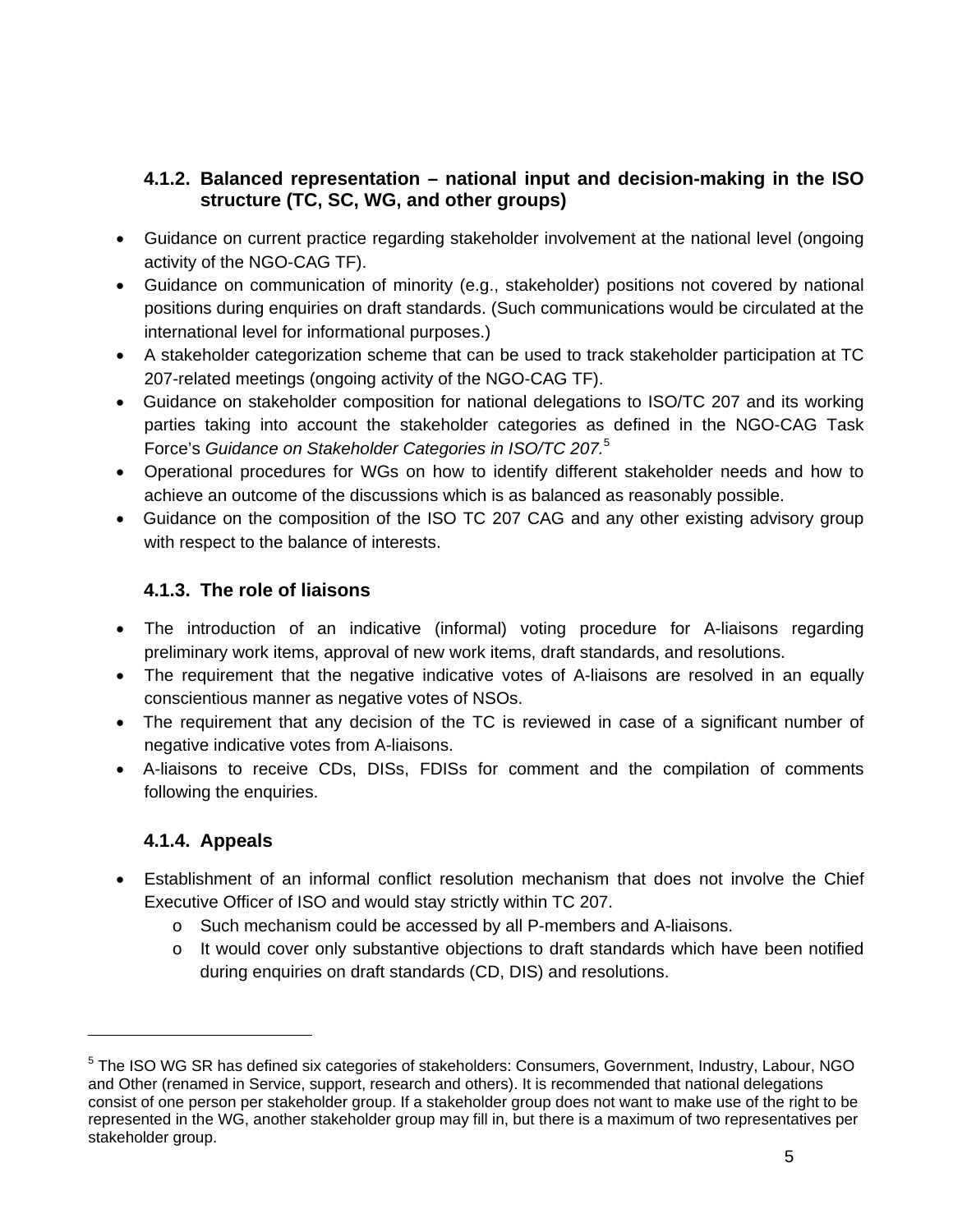#### 4.1.2. Balanced representation – national input and decision-making in the ISO structure (TC, SC, WG, and other groups)

- Guidance on current practice regarding stakeholder involvement at the national level (ongoing activity of the NGO-CAG TF).
- Guidance on communication of minority (e.g., stakeholder) positions not covered by national positions during enquiries on draft standards. (Such communications would be circulated at the international level for informational purposes.)
- A stakeholder categorization scheme that can be used to track stakeholder participation at TC 207-related meetings (ongoing activity of the NGO-CAG TF).
- Guidance on stakeholder composition for national delegations to ISO/TC 207 and its working parties taking into account the stakeholder categories as defined in the NGO-CAG Task Force's *Guidance on Stakeholder Categories in ISO/TC 207.*[5]
- Operational procedures for WGs on how to identify different stakeholder needs and how to achieve an outcome of the discussions which is as balanced as reasonably possible.
- Guidance on the composition of the ISO TC 207 CAG and any other existing advisory group with respect to the balance of interests.

#### 4.1.3. The role of liaisons

- The introduction of an indicative (informal) voting procedure for A-liaisons regarding preliminary work items, approval of new work items, draft standards, and resolutions.
- The requirement that the negative indicative votes of A-liaisons are resolved in an equally conscientious manner as negative votes of NSOs.
- The requirement that any decision of the TC is reviewed in case of a significant number of negative indicative votes from A-liaisons.
- A-liaisons to receive CDs, DISs, FDISs for comment and the compilation of comments following the enquiries.

#### 4.1.4. Appeals

- Establishment of an informal conflict resolution mechanism that does not involve the Chief Executive Officer of ISO and would stay strictly within TC 207.
  - Such mechanism could be accessed by all P-members and A-liaisons.
  - It would cover only substantive objections to draft standards which have been notified during enquiries on draft standards (CD, DIS) and resolutions.

---

[5] The ISO WG SR has defined six categories of stakeholders: Consumers, Government, Industry, Labour, NGO and Other (renamed in Service, support, research and others). It is recommended that national delegations consist of one person per stakeholder group. If a stakeholder group does not want to make use of the right to be represented in the WG, another stakeholder group may fill in, but there is a maximum of two representatives per stakeholder group.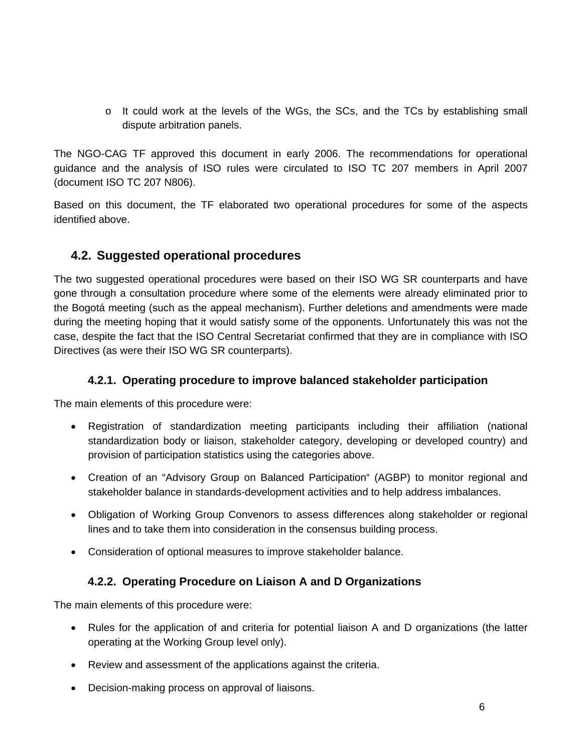- It could work at the levels of the WGs, the SCs, and the TCs by establishing small dispute arbitration panels.

The NGO-CAG TF approved this document in early 2006. The recommendations for operational guidance and the analysis of ISO rules were circulated to ISO TC 207 members in April 2007 (document ISO TC 207 N806).

Based on this document, the TF elaborated two operational procedures for some of the aspects identified above.

## 4.2. Suggested operational procedures

The two suggested operational procedures were based on their ISO WG SR counterparts and have gone through a consultation procedure where some of the elements were already eliminated prior to the Bogotá meeting (such as the appeal mechanism). Further deletions and amendments were made during the meeting hoping that it would satisfy some of the opponents. Unfortunately this was not the case, despite the fact that the ISO Central Secretariat confirmed that they are in compliance with ISO Directives (as were their ISO WG SR counterparts).

### 4.2.1. Operating procedure to improve balanced stakeholder participation

The main elements of this procedure were:

- Registration of standardization meeting participants including their affiliation (national standardization body or liaison, stakeholder category, developing or developed country) and provision of participation statistics using the categories above.
- Creation of an "Advisory Group on Balanced Participation" (AGBP) to monitor regional and stakeholder balance in standards-development activities and to help address imbalances.
- Obligation of Working Group Convenors to assess differences along stakeholder or regional lines and to take them into consideration in the consensus building process.
- Consideration of optional measures to improve stakeholder balance.

### 4.2.2. Operating Procedure on Liaison A and D Organizations

The main elements of this procedure were:

- Rules for the application of and criteria for potential liaison A and D organizations (the latter operating at the Working Group level only).
- Review and assessment of the applications against the criteria.
- Decision-making process on approval of liaisons.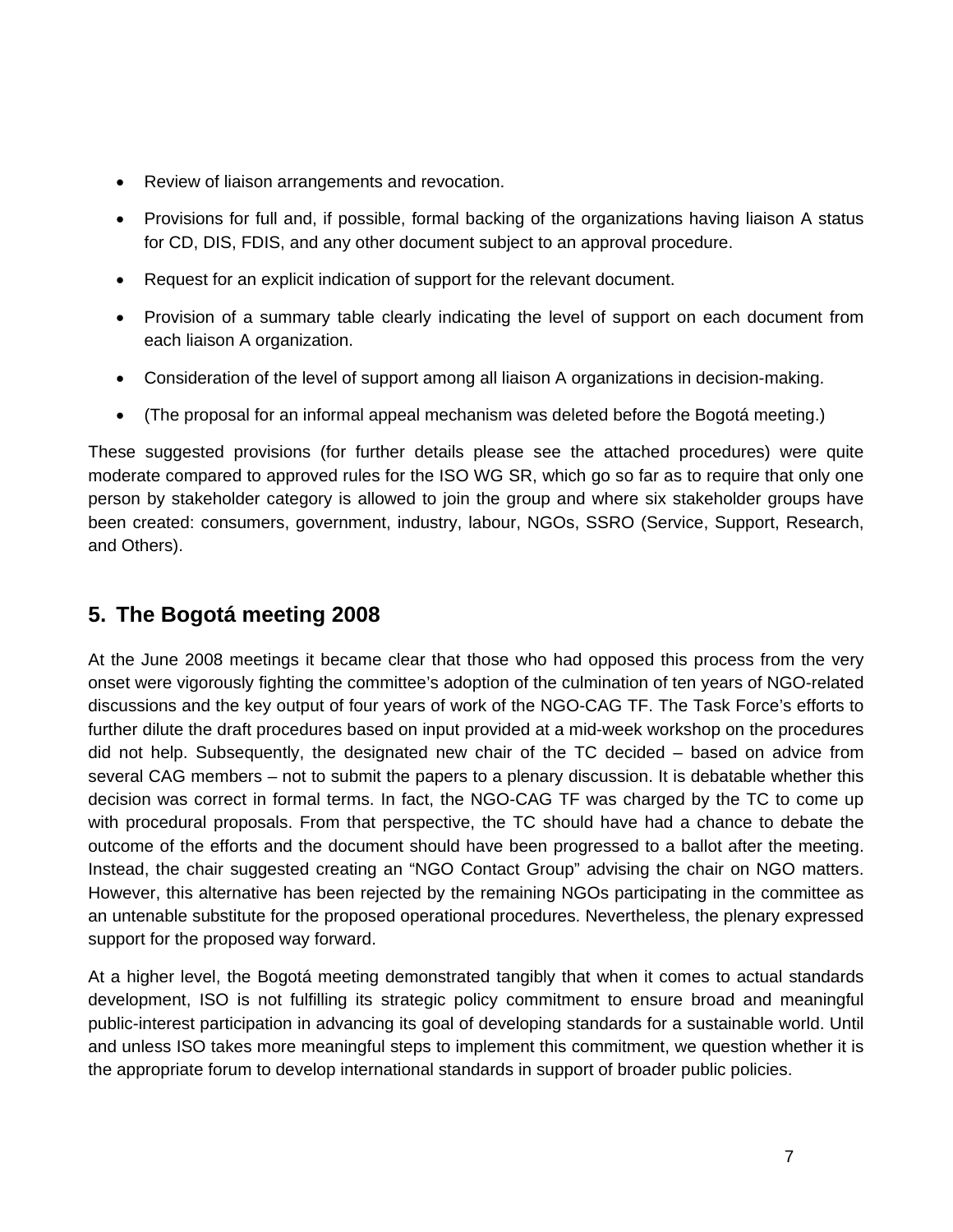- Review of liaison arrangements and revocation.
- Provisions for full and, if possible, formal backing of the organizations having liaison A status for CD, DIS, FDIS, and any other document subject to an approval procedure.
- Request for an explicit indication of support for the relevant document.
- Provision of a summary table clearly indicating the level of support on each document from each liaison A organization.
- Consideration of the level of support among all liaison A organizations in decision-making.
- (The proposal for an informal appeal mechanism was deleted before the Bogotá meeting.)

These suggested provisions (for further details please see the attached procedures) were quite moderate compared to approved rules for the ISO WG SR, which go so far as to require that only one person by stakeholder category is allowed to join the group and where six stakeholder groups have been created: consumers, government, industry, labour, NGOs, SSRO (Service, Support, Research, and Others).

## 5. The Bogotá meeting 2008

At the June 2008 meetings it became clear that those who had opposed this process from the very onset were vigorously fighting the committee's adoption of the culmination of ten years of NGO-related discussions and the key output of four years of work of the NGO-CAG TF. The Task Force's efforts to further dilute the draft procedures based on input provided at a mid-week workshop on the procedures did not help. Subsequently, the designated new chair of the TC decided – based on advice from several CAG members – not to submit the papers to a plenary discussion. It is debatable whether this decision was correct in formal terms. In fact, the NGO-CAG TF was charged by the TC to come up with procedural proposals. From that perspective, the TC should have had a chance to debate the outcome of the efforts and the document should have been progressed to a ballot after the meeting. Instead, the chair suggested creating an "NGO Contact Group" advising the chair on NGO matters. However, this alternative has been rejected by the remaining NGOs participating in the committee as an untenable substitute for the proposed operational procedures. Nevertheless, the plenary expressed support for the proposed way forward.

At a higher level, the Bogotá meeting demonstrated tangibly that when it comes to actual standards development, ISO is not fulfilling its strategic policy commitment to ensure broad and meaningful public-interest participation in advancing its goal of developing standards for a sustainable world. Until and unless ISO takes more meaningful steps to implement this commitment, we question whether it is the appropriate forum to develop international standards in support of broader public policies.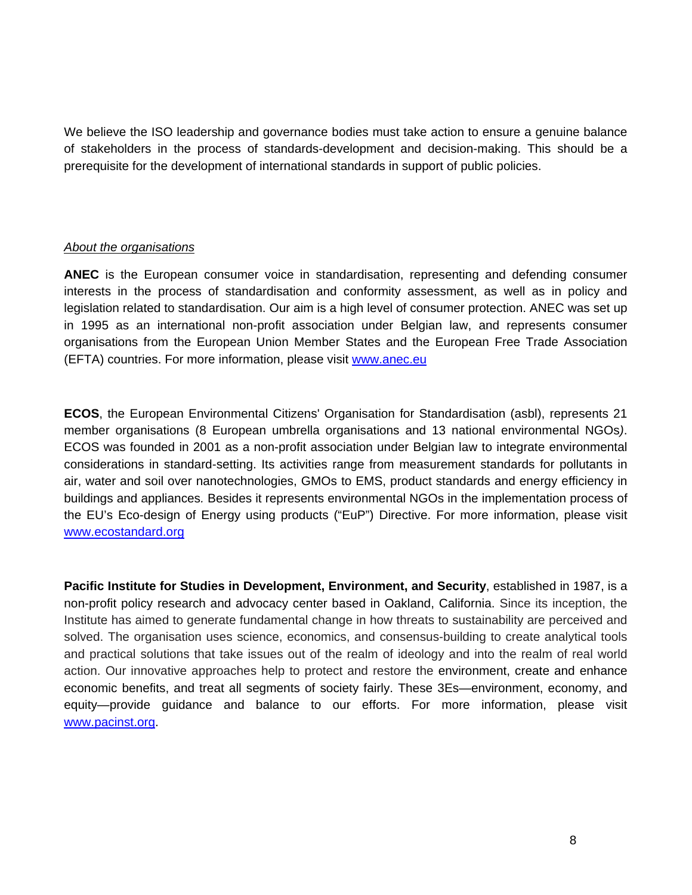We believe the ISO leadership and governance bodies must take action to ensure a genuine balance of stakeholders in the process of standards-development and decision-making. This should be a prerequisite for the development of international standards in support of public policies.

*About the organisations*

**ANEC** is the European consumer voice in standardisation, representing and defending consumer interests in the process of standardisation and conformity assessment, as well as in policy and legislation related to standardisation. Our aim is a high level of consumer protection. ANEC was set up in 1995 as an international non-profit association under Belgian law, and represents consumer organisations from the European Union Member States and the European Free Trade Association (EFTA) countries. For more information, please visit www.anec.eu

**ECOS**, the European Environmental Citizens' Organisation for Standardisation (asbl), represents 21 member organisations (8 European umbrella organisations and 13 national environmental NGOs). ECOS was founded in 2001 as a non-profit association under Belgian law to integrate environmental considerations in standard-setting. Its activities range from measurement standards for pollutants in air, water and soil over nanotechnologies, GMOs to EMS, product standards and energy efficiency in buildings and appliances. Besides it represents environmental NGOs in the implementation process of the EU's Eco-design of Energy using products ("EuP") Directive. For more information, please visit www.ecostandard.org

**Pacific Institute for Studies in Development, Environment, and Security**, established in 1987, is a non-profit policy research and advocacy center based in Oakland, California. Since its inception, the Institute has aimed to generate fundamental change in how threats to sustainability are perceived and solved. The organisation uses science, economics, and consensus-building to create analytical tools and practical solutions that take issues out of the realm of ideology and into the realm of real world action. Our innovative approaches help to protect and restore the environment, create and enhance economic benefits, and treat all segments of society fairly. These 3Es—environment, economy, and equity—provide guidance and balance to our efforts. For more information, please visit www.pacinst.org.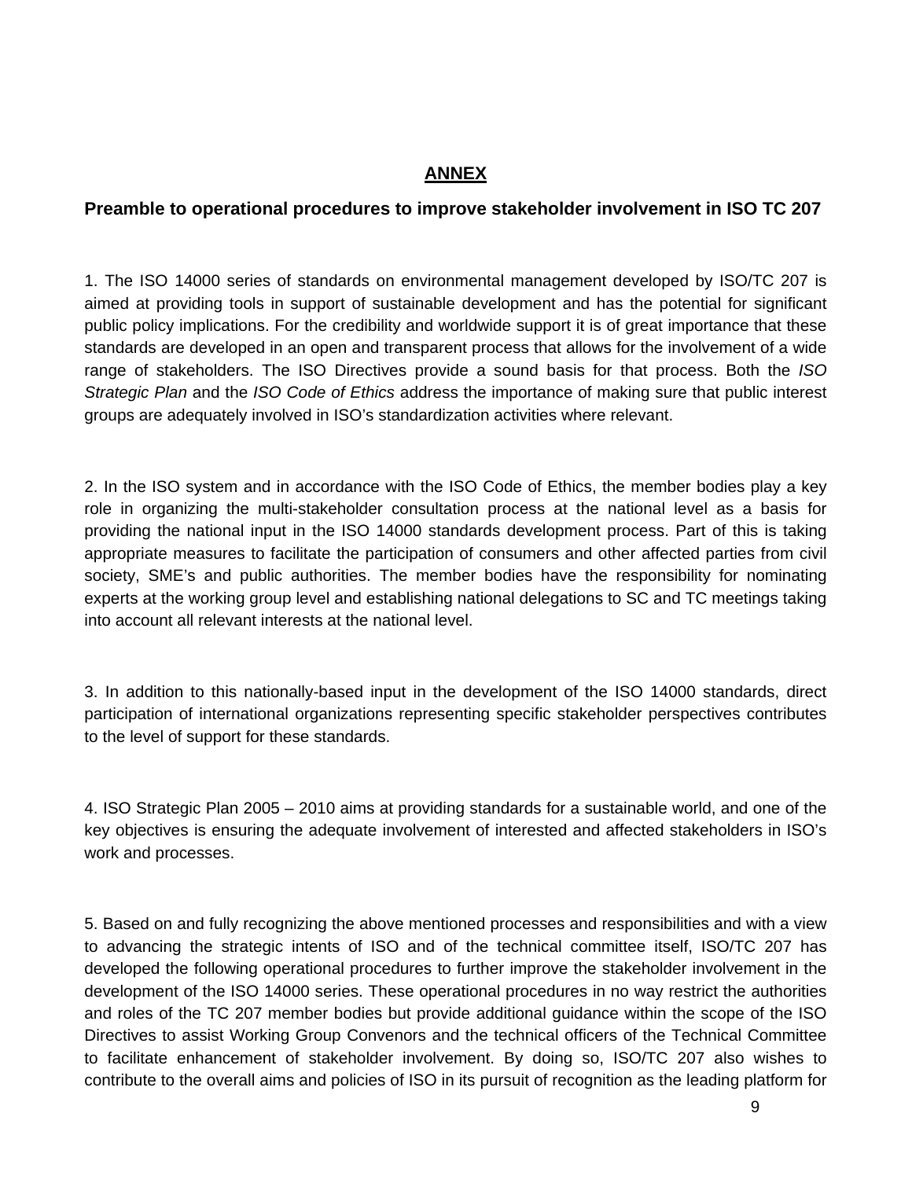# ANNEX

## Preamble to operational procedures to improve stakeholder involvement in ISO TC 207

1. The ISO 14000 series of standards on environmental management developed by ISO/TC 207 is aimed at providing tools in support of sustainable development and has the potential for significant public policy implications. For the credibility and worldwide support it is of great importance that these standards are developed in an open and transparent process that allows for the involvement of a wide range of stakeholders. The ISO Directives provide a sound basis for that process. Both the *ISO Strategic Plan* and the *ISO Code of Ethics* address the importance of making sure that public interest groups are adequately involved in ISO's standardization activities where relevant.

2. In the ISO system and in accordance with the ISO Code of Ethics, the member bodies play a key role in organizing the multi-stakeholder consultation process at the national level as a basis for providing the national input in the ISO 14000 standards development process. Part of this is taking appropriate measures to facilitate the participation of consumers and other affected parties from civil society, SME's and public authorities. The member bodies have the responsibility for nominating experts at the working group level and establishing national delegations to SC and TC meetings taking into account all relevant interests at the national level.

3. In addition to this nationally-based input in the development of the ISO 14000 standards, direct participation of international organizations representing specific stakeholder perspectives contributes to the level of support for these standards.

4. ISO Strategic Plan 2005 – 2010 aims at providing standards for a sustainable world, and one of the key objectives is ensuring the adequate involvement of interested and affected stakeholders in ISO's work and processes.

5. Based on and fully recognizing the above mentioned processes and responsibilities and with a view to advancing the strategic intents of ISO and of the technical committee itself, ISO/TC 207 has developed the following operational procedures to further improve the stakeholder involvement in the development of the ISO 14000 series. These operational procedures in no way restrict the authorities and roles of the TC 207 member bodies but provide additional guidance within the scope of the ISO Directives to assist Working Group Convenors and the technical officers of the Technical Committee to facilitate enhancement of stakeholder involvement. By doing so, ISO/TC 207 also wishes to contribute to the overall aims and policies of ISO in its pursuit of recognition as the leading platform for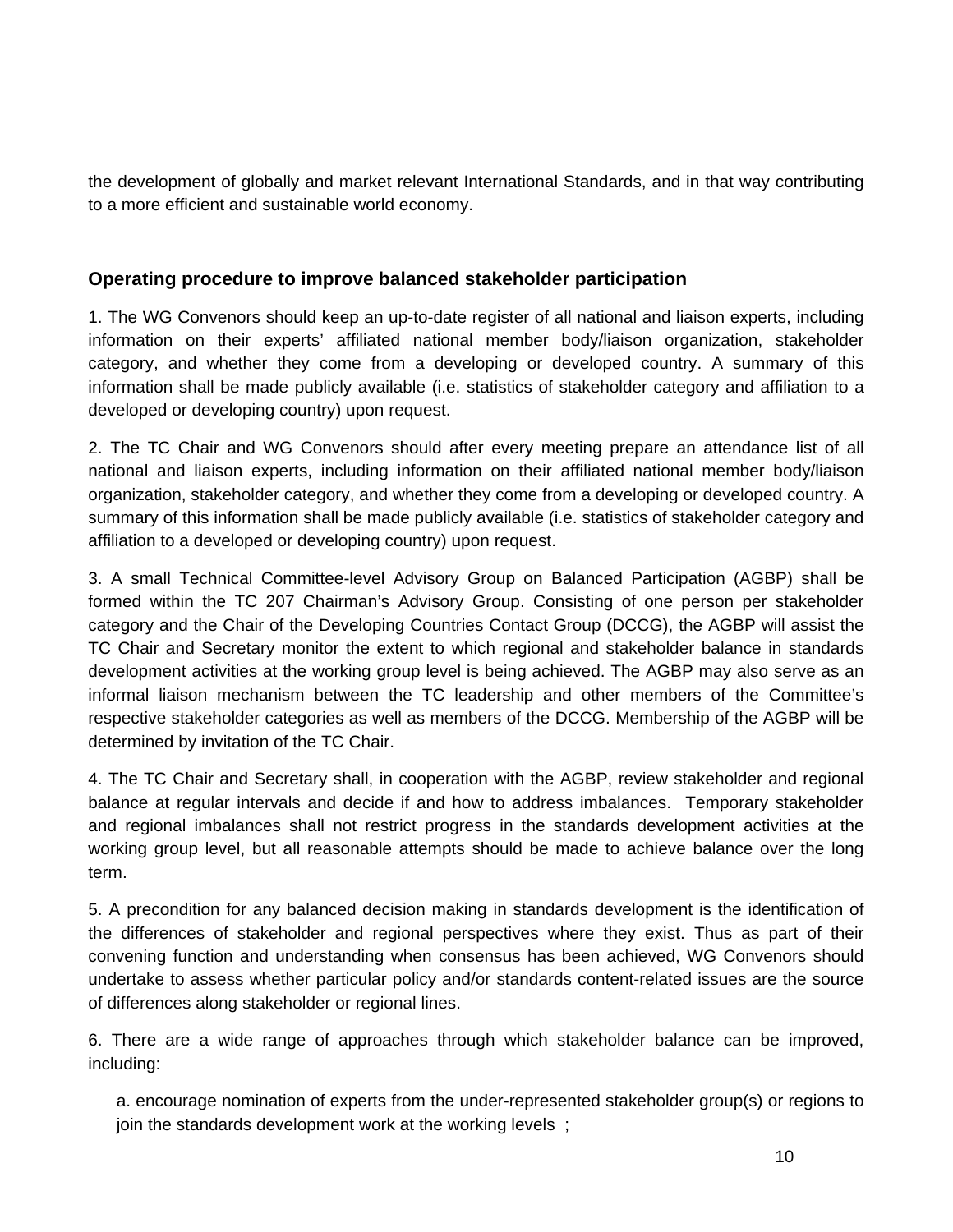the development of globally and market relevant International Standards, and in that way contributing to a more efficient and sustainable world economy.

## Operating procedure to improve balanced stakeholder participation

1. The WG Convenors should keep an up-to-date register of all national and liaison experts, including information on their experts' affiliated national member body/liaison organization, stakeholder category, and whether they come from a developing or developed country. A summary of this information shall be made publicly available (i.e. statistics of stakeholder category and affiliation to a developed or developing country) upon request.

2. The TC Chair and WG Convenors should after every meeting prepare an attendance list of all national and liaison experts, including information on their affiliated national member body/liaison organization, stakeholder category, and whether they come from a developing or developed country. A summary of this information shall be made publicly available (i.e. statistics of stakeholder category and affiliation to a developed or developing country) upon request.

3. A small Technical Committee-level Advisory Group on Balanced Participation (AGBP) shall be formed within the TC 207 Chairman's Advisory Group. Consisting of one person per stakeholder category and the Chair of the Developing Countries Contact Group (DCCG), the AGBP will assist the TC Chair and Secretary monitor the extent to which regional and stakeholder balance in standards development activities at the working group level is being achieved. The AGBP may also serve as an informal liaison mechanism between the TC leadership and other members of the Committee's respective stakeholder categories as well as members of the DCCG. Membership of the AGBP will be determined by invitation of the TC Chair.

4. The TC Chair and Secretary shall, in cooperation with the AGBP, review stakeholder and regional balance at regular intervals and decide if and how to address imbalances. Temporary stakeholder and regional imbalances shall not restrict progress in the standards development activities at the working group level, but all reasonable attempts should be made to achieve balance over the long term.

5. A precondition for any balanced decision making in standards development is the identification of the differences of stakeholder and regional perspectives where they exist. Thus as part of their convening function and understanding when consensus has been achieved, WG Convenors should undertake to assess whether particular policy and/or standards content-related issues are the source of differences along stakeholder or regional lines.

6. There are a wide range of approaches through which stakeholder balance can be improved, including:

   a. encourage nomination of experts from the under-represented stakeholder group(s) or regions to join the standards development work at the working levels ;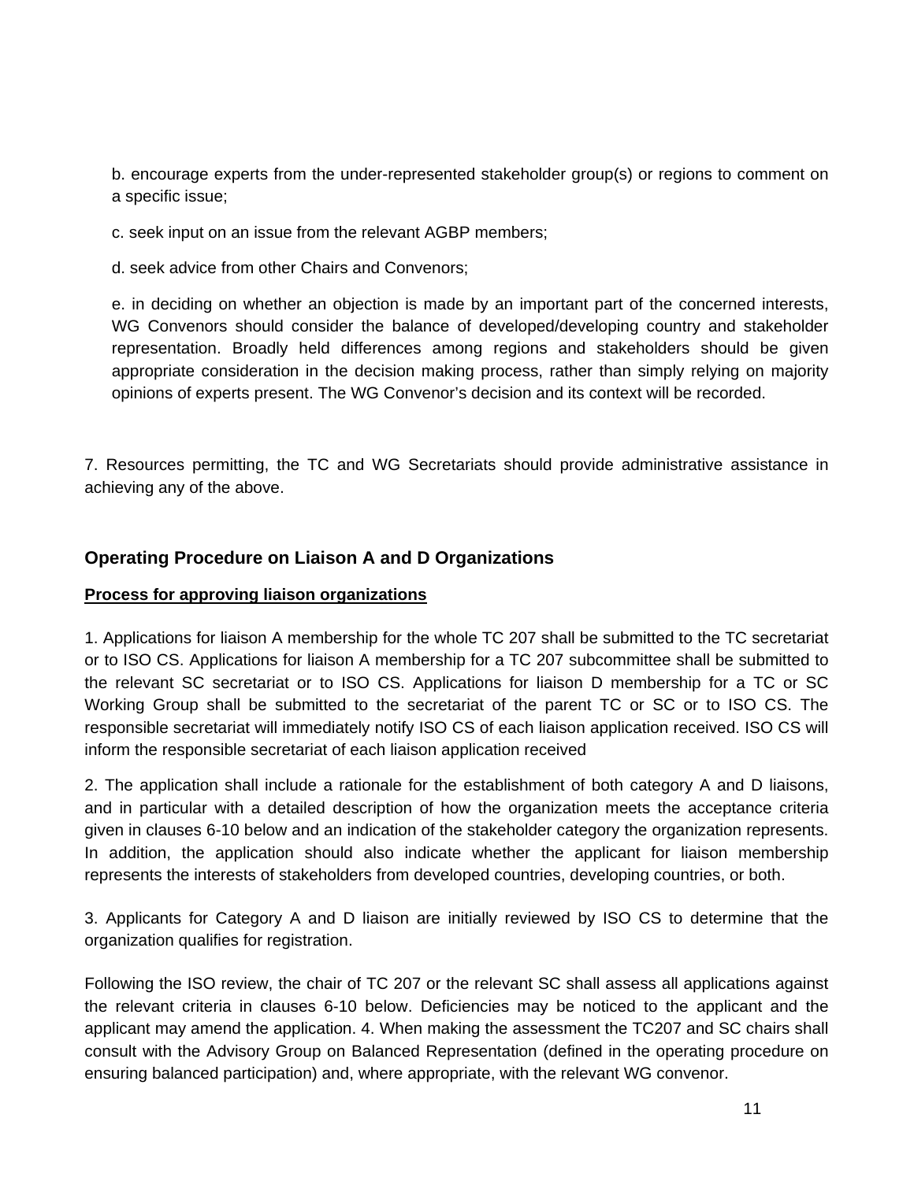b. encourage experts from the under-represented stakeholder group(s) or regions to comment on a specific issue;

c. seek input on an issue from the relevant AGBP members;

d. seek advice from other Chairs and Convenors;

e. in deciding on whether an objection is made by an important part of the concerned interests, WG Convenors should consider the balance of developed/developing country and stakeholder representation. Broadly held differences among regions and stakeholders should be given appropriate consideration in the decision making process, rather than simply relying on majority opinions of experts present. The WG Convenor's decision and its context will be recorded.

7. Resources permitting, the TC and WG Secretariats should provide administrative assistance in achieving any of the above.

## Operating Procedure on Liaison A and D Organizations

**Process for approving liaison organizations**

1. Applications for liaison A membership for the whole TC 207 shall be submitted to the TC secretariat or to ISO CS. Applications for liaison A membership for a TC 207 subcommittee shall be submitted to the relevant SC secretariat or to ISO CS. Applications for liaison D membership for a TC or SC Working Group shall be submitted to the secretariat of the parent TC or SC or to ISO CS. The responsible secretariat will immediately notify ISO CS of each liaison application received. ISO CS will inform the responsible secretariat of each liaison application received

2. The application shall include a rationale for the establishment of both category A and D liaisons, and in particular with a detailed description of how the organization meets the acceptance criteria given in clauses 6-10 below and an indication of the stakeholder category the organization represents. In addition, the application should also indicate whether the applicant for liaison membership represents the interests of stakeholders from developed countries, developing countries, or both.

3. Applicants for Category A and D liaison are initially reviewed by ISO CS to determine that the organization qualifies for registration.

Following the ISO review, the chair of TC 207 or the relevant SC shall assess all applications against the relevant criteria in clauses 6-10 below. Deficiencies may be noticed to the applicant and the applicant may amend the application. 4. When making the assessment the TC207 and SC chairs shall consult with the Advisory Group on Balanced Representation (defined in the operating procedure on ensuring balanced participation) and, where appropriate, with the relevant WG convenor.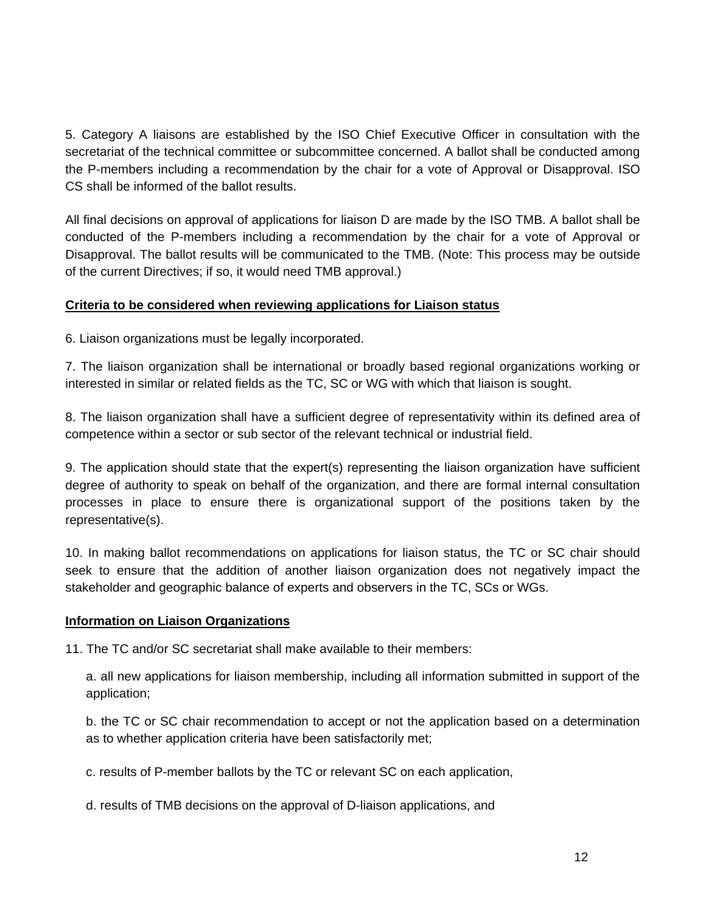5. Category A liaisons are established by the ISO Chief Executive Officer in consultation with the secretariat of the technical committee or subcommittee concerned. A ballot shall be conducted among the P-members including a recommendation by the chair for a vote of Approval or Disapproval. ISO CS shall be informed of the ballot results.

All final decisions on approval of applications for liaison D are made by the ISO TMB. A ballot shall be conducted of the P-members including a recommendation by the chair for a vote of Approval or Disapproval. The ballot results will be communicated to the TMB. (Note: This process may be outside of the current Directives; if so, it would need TMB approval.)

**<u>Criteria to be considered when reviewing applications for Liaison status</u>**

6. Liaison organizations must be legally incorporated.

7. The liaison organization shall be international or broadly based regional organizations working or interested in similar or related fields as the TC, SC or WG with which that liaison is sought.

8. The liaison organization shall have a sufficient degree of representativity within its defined area of competence within a sector or sub sector of the relevant technical or industrial field.

9. The application should state that the expert(s) representing the liaison organization have sufficient degree of authority to speak on behalf of the organization, and there are formal internal consultation processes in place to ensure there is organizational support of the positions taken by the representative(s).

10. In making ballot recommendations on applications for liaison status, the TC or SC chair should seek to ensure that the addition of another liaison organization does not negatively impact the stakeholder and geographic balance of experts and observers in the TC, SCs or WGs.

**<u>Information on Liaison Organizations</u>**

11. The TC and/or SC secretariat shall make available to their members:

a. all new applications for liaison membership, including all information submitted in support of the application;

b. the TC or SC chair recommendation to accept or not the application based on a determination as to whether application criteria have been satisfactorily met;

c. results of P-member ballots by the TC or relevant SC on each application,

d. results of TMB decisions on the approval of D-liaison applications, and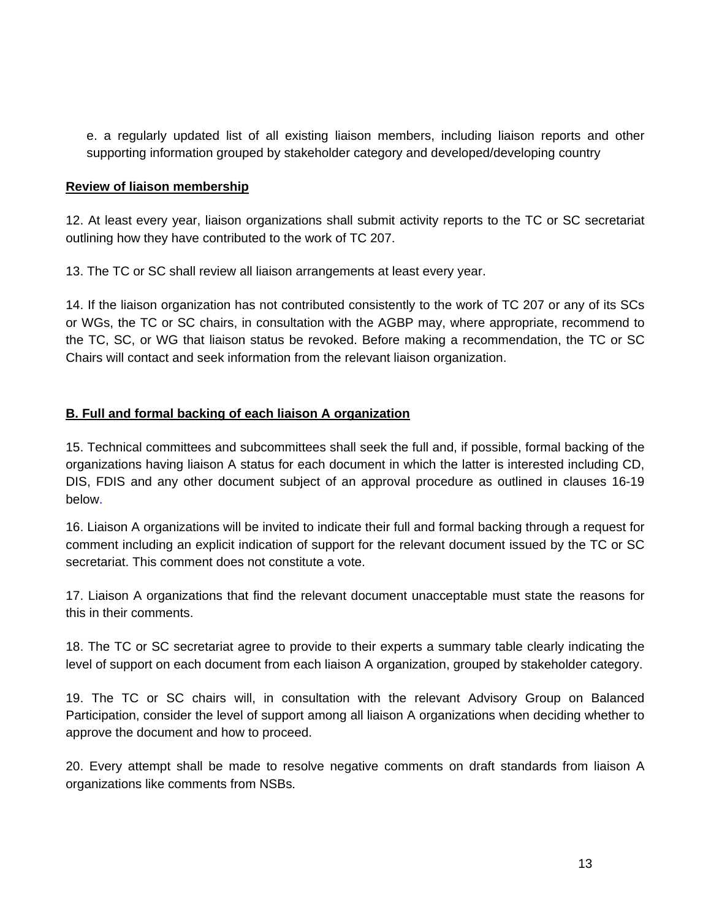e. a regularly updated list of all existing liaison members, including liaison reports and other supporting information grouped by stakeholder category and developed/developing country

**Review of liaison membership**

12. At least every year, liaison organizations shall submit activity reports to the TC or SC secretariat outlining how they have contributed to the work of TC 207.

13. The TC or SC shall review all liaison arrangements at least every year.

14. If the liaison organization has not contributed consistently to the work of TC 207 or any of its SCs or WGs, the TC or SC chairs, in consultation with the AGBP may, where appropriate, recommend to the TC, SC, or WG that liaison status be revoked. Before making a recommendation, the TC or SC Chairs will contact and seek information from the relevant liaison organization.

**B. Full and formal backing of each liaison A organization**

15. Technical committees and subcommittees shall seek the full and, if possible, formal backing of the organizations having liaison A status for each document in which the latter is interested including CD, DIS, FDIS and any other document subject of an approval procedure as outlined in clauses 16-19 below.

16. Liaison A organizations will be invited to indicate their full and formal backing through a request for comment including an explicit indication of support for the relevant document issued by the TC or SC secretariat. This comment does not constitute a vote.

17. Liaison A organizations that find the relevant document unacceptable must state the reasons for this in their comments.

18. The TC or SC secretariat agree to provide to their experts a summary table clearly indicating the level of support on each document from each liaison A organization, grouped by stakeholder category.

19. The TC or SC chairs will, in consultation with the relevant Advisory Group on Balanced Participation, consider the level of support among all liaison A organizations when deciding whether to approve the document and how to proceed.

20. Every attempt shall be made to resolve negative comments on draft standards from liaison A organizations like comments from NSBs.